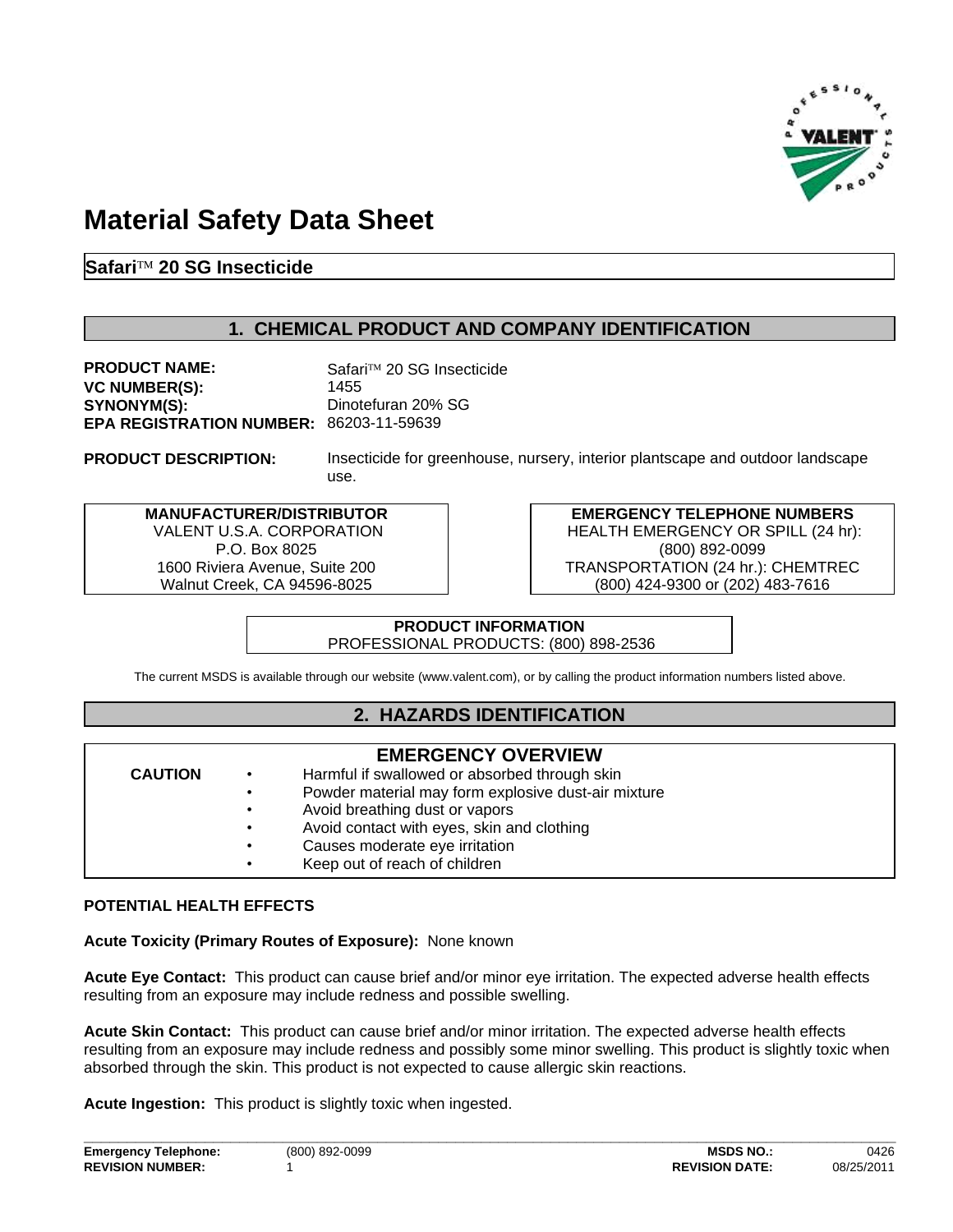# Material Safety Data Sheet

## Safari™ 20 SG Insecticide

## 1. CHEMICAL PRODUCT AND COMPANY IDENTIFICATION

**PRODUCT NAME:** Safari™ 20 SG Insecticide
**VC NUMBER(S):** 1455
**SYNONYM(S):** Dinotefuran 20% SG
**EPA REGISTRATION NUMBER:** 86203-11-59639

**PRODUCT DESCRIPTION:** Insecticide for greenhouse, nursery, interior plantscape and outdoor landscape use.

**MANUFACTURER/DISTRIBUTOR**
VALENT U.S.A. CORPORATION
P.O. Box 8025
1600 Riviera Avenue, Suite 200
Walnut Creek, CA 94596-8025

**EMERGENCY TELEPHONE NUMBERS**
HEALTH EMERGENCY OR SPILL (24 hr): (800) 892-0099
TRANSPORTATION (24 hr.): CHEMTREC (800) 424-9300 or (202) 483-7616

**PRODUCT INFORMATION**
PROFESSIONAL PRODUCTS: (800) 898-2536

The current MSDS is available through our website (www.valent.com), or by calling the product information numbers listed above.

## 2. HAZARDS IDENTIFICATION

**EMERGENCY OVERVIEW**

**CAUTION**

- Harmful if swallowed or absorbed through skin
- Powder material may form explosive dust-air mixture
- Avoid breathing dust or vapors
- Avoid contact with eyes, skin and clothing
- Causes moderate eye irritation
- Keep out of reach of children

**POTENTIAL HEALTH EFFECTS**

**Acute Toxicity (Primary Routes of Exposure):** None known

**Acute Eye Contact:** This product can cause brief and/or minor eye irritation. The expected adverse health effects resulting from an exposure may include redness and possible swelling.

**Acute Skin Contact:** This product can cause brief and/or minor irritation. The expected adverse health effects resulting from an exposure may include redness and possibly some minor swelling. This product is slightly toxic when absorbed through the skin. This product is not expected to cause allergic skin reactions.

**Acute Ingestion:** This product is slightly toxic when ingested.

**Emergency Telephone:** (800) 892-0099 **MSDS NO.:** 0426
**REVISION NUMBER:** 1 **REVISION DATE:** 08/25/2011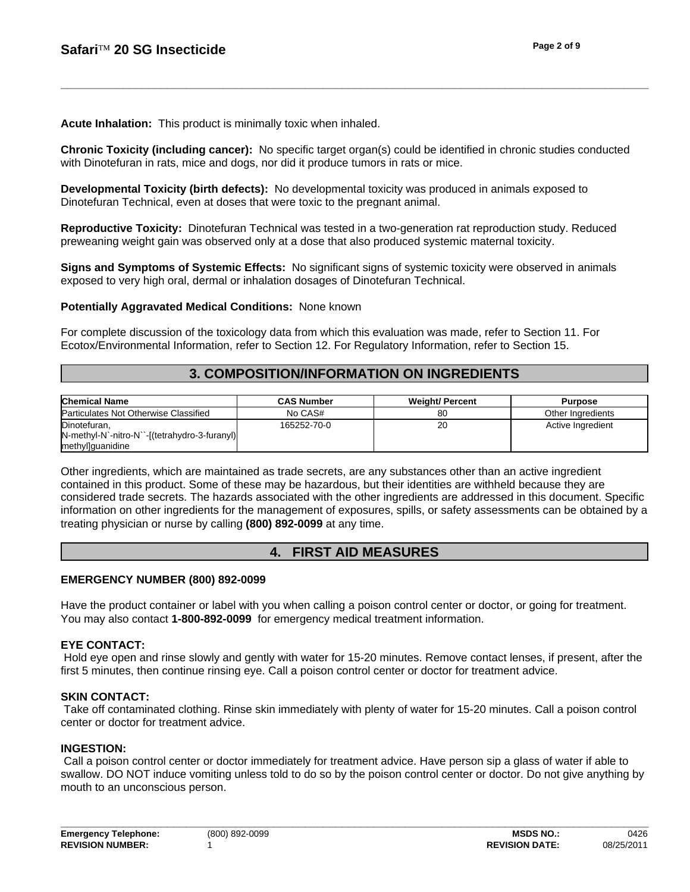**Acute Inhalation:** This product is minimally toxic when inhaled.

**Chronic Toxicity (including cancer):** No specific target organ(s) could be identified in chronic studies conducted with Dinotefuran in rats, mice and dogs, nor did it produce tumors in rats or mice.

**Developmental Toxicity (birth defects):** No developmental toxicity was produced in animals exposed to Dinotefuran Technical, even at doses that were toxic to the pregnant animal.

**Reproductive Toxicity:** Dinotefuran Technical was tested in a two-generation rat reproduction study. Reduced preweaning weight gain was observed only at a dose that also produced systemic maternal toxicity.

**Signs and Symptoms of Systemic Effects:** No significant signs of systemic toxicity were observed in animals exposed to very high oral, dermal or inhalation dosages of Dinotefuran Technical.

**Potentially Aggravated Medical Conditions:** None known

For complete discussion of the toxicology data from which this evaluation was made, refer to Section 11. For Ecotox/Environmental Information, refer to Section 12. For Regulatory Information, refer to Section 15.

## 3. COMPOSITION/INFORMATION ON INGREDIENTS

| Chemical Name | CAS Number | Weight/ Percent | Purpose |
|---|---|---|---|
| Particulates Not Otherwise Classified | No CAS# | 80 | Other Ingredients |
| Dinotefuran, N-methyl-N`-nitro-N``-[(tetrahydro-3-furanyl) methyl]guanidine | 165252-70-0 | 20 | Active Ingredient |

Other ingredients, which are maintained as trade secrets, are any substances other than an active ingredient contained in this product. Some of these may be hazardous, but their identities are withheld because they are considered trade secrets. The hazards associated with the other ingredients are addressed in this document. Specific information on other ingredients for the management of exposures, spills, or safety assessments can be obtained by a treating physician or nurse by calling **(800) 892-0099** at any time.

## 4. FIRST AID MEASURES

**EMERGENCY NUMBER (800) 892-0099**

Have the product container or label with you when calling a poison control center or doctor, or going for treatment. You may also contact **1-800-892-0099** for emergency medical treatment information.

**EYE CONTACT:**
Hold eye open and rinse slowly and gently with water for 15-20 minutes. Remove contact lenses, if present, after the first 5 minutes, then continue rinsing eye. Call a poison control center or doctor for treatment advice.

**SKIN CONTACT:**
Take off contaminated clothing. Rinse skin immediately with plenty of water for 15-20 minutes. Call a poison control center or doctor for treatment advice.

**INGESTION:**
Call a poison control center or doctor immediately for treatment advice. Have person sip a glass of water if able to swallow. DO NOT induce vomiting unless told to do so by the poison control center or doctor. Do not give anything by mouth to an unconscious person.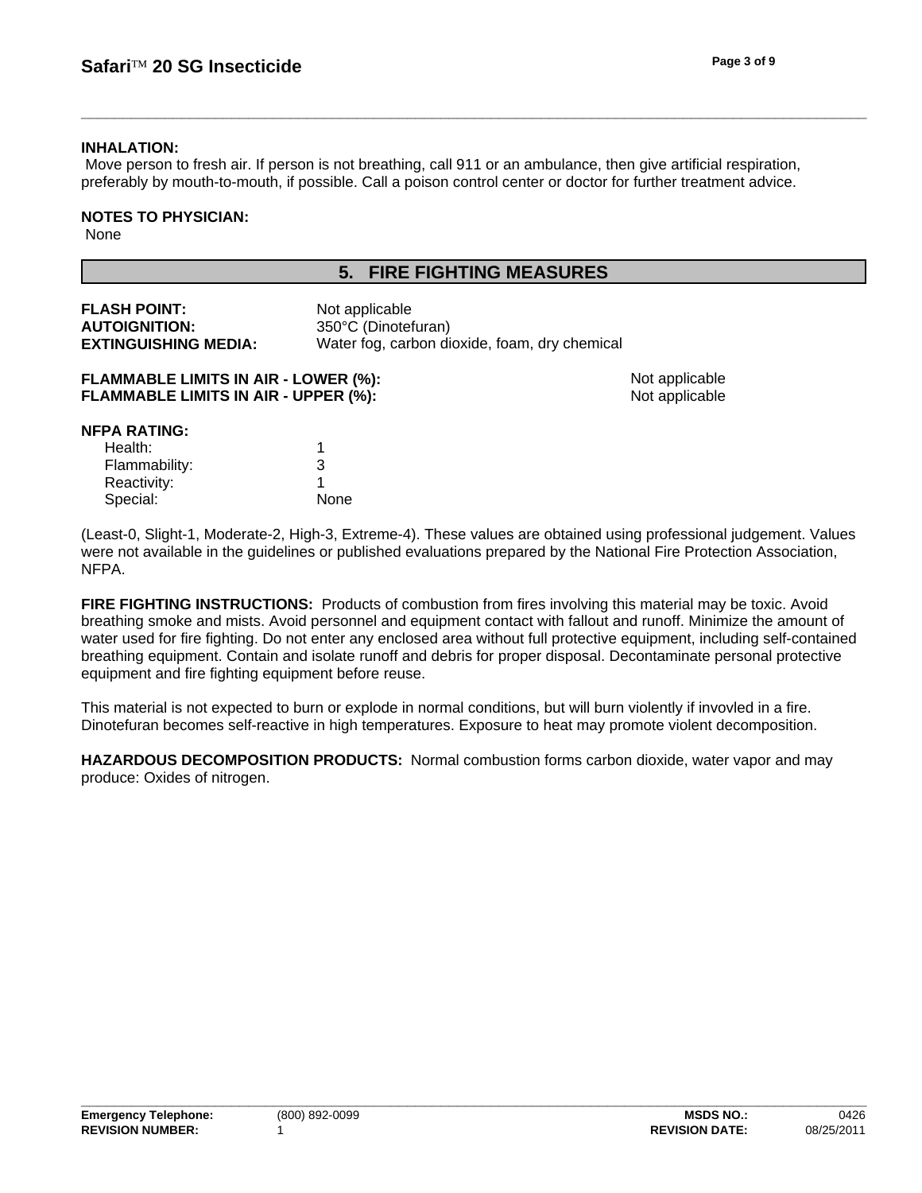**INHALATION:**
Move person to fresh air. If person is not breathing, call 911 or an ambulance, then give artificial respiration, preferably by mouth-to-mouth, if possible. Call a poison control center or doctor for further treatment advice.

**NOTES TO PHYSICIAN:**
None

## 5. FIRE FIGHTING MEASURES

**FLASH POINT:** Not applicable
**AUTOIGNITION:** 350°C (Dinotefuran)
**EXTINGUISHING MEDIA:** Water fog, carbon dioxide, foam, dry chemical

**FLAMMABLE LIMITS IN AIR - LOWER (%):** Not applicable
**FLAMMABLE LIMITS IN AIR - UPPER (%):** Not applicable

**NFPA RATING:**

| | |
|---|---|
| Health: | 1 |
| Flammability: | 3 |
| Reactivity: | 1 |
| Special: | None |

(Least-0, Slight-1, Moderate-2, High-3, Extreme-4). These values are obtained using professional judgement. Values were not available in the guidelines or published evaluations prepared by the National Fire Protection Association, NFPA.

**FIRE FIGHTING INSTRUCTIONS:** Products of combustion from fires involving this material may be toxic. Avoid breathing smoke and mists. Avoid personnel and equipment contact with fallout and runoff. Minimize the amount of water used for fire fighting. Do not enter any enclosed area without full protective equipment, including self-contained breathing equipment. Contain and isolate runoff and debris for proper disposal. Decontaminate personal protective equipment and fire fighting equipment before reuse.

This material is not expected to burn or explode in normal conditions, but will burn violently if invovled in a fire. Dinotefuran becomes self-reactive in high temperatures. Exposure to heat may promote violent decomposition.

**HAZARDOUS DECOMPOSITION PRODUCTS:** Normal combustion forms carbon dioxide, water vapor and may produce: Oxides of nitrogen.

| | | | |
|---|---|---|---|
| **Emergency Telephone:** | (800) 892-0099 | **MSDS NO.:** | 0426 |
| **REVISION NUMBER:** | 1 | **REVISION DATE:** | 08/25/2011 |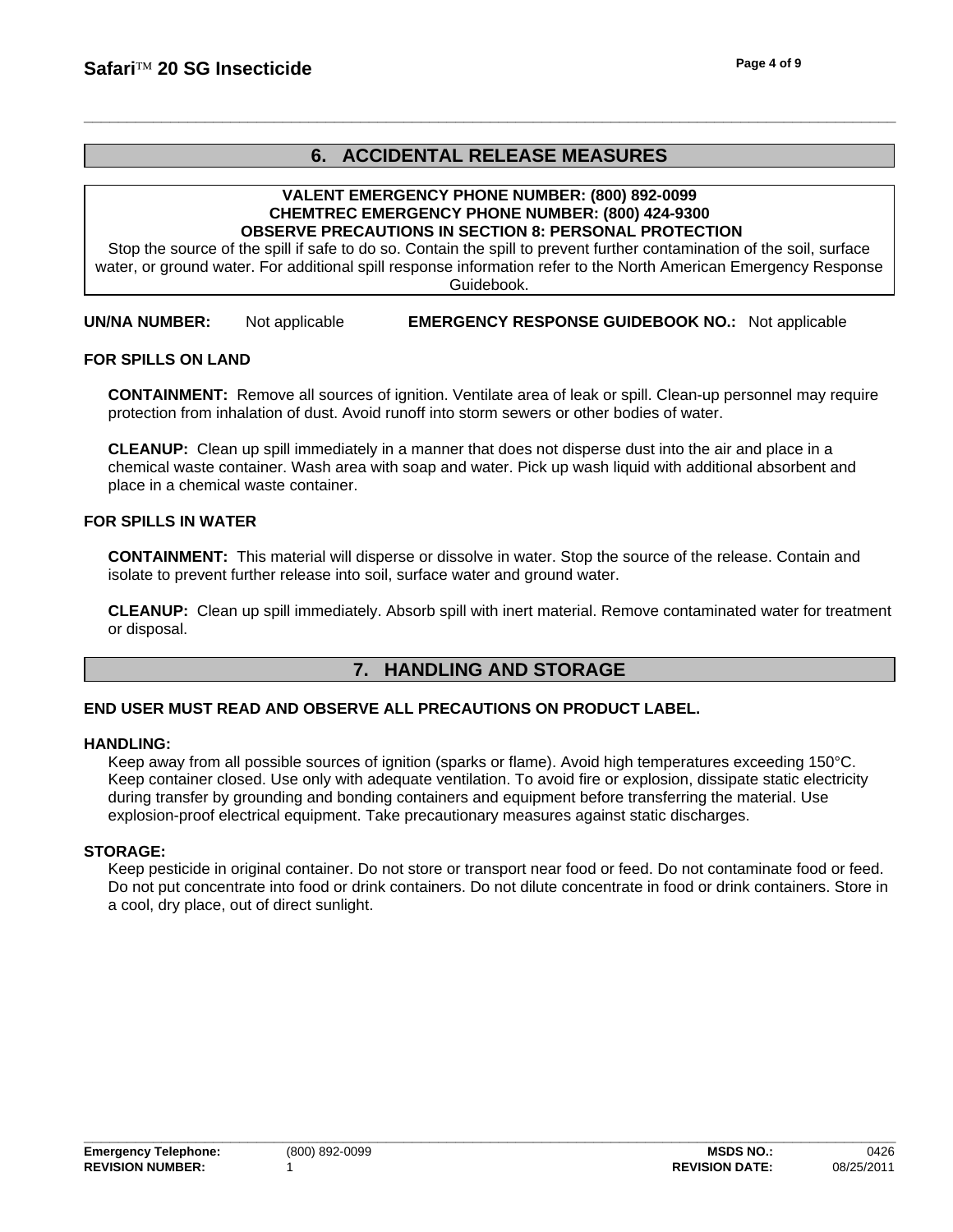## 6. ACCIDENTAL RELEASE MEASURES

**VALENT EMERGENCY PHONE NUMBER: (800) 892-0099**
**CHEMTREC EMERGENCY PHONE NUMBER: (800) 424-9300**
**OBSERVE PRECAUTIONS IN SECTION 8: PERSONAL PROTECTION**

Stop the source of the spill if safe to do so. Contain the spill to prevent further contamination of the soil, surface water, or ground water. For additional spill response information refer to the North American Emergency Response Guidebook.

**UN/NA NUMBER:** Not applicable **EMERGENCY RESPONSE GUIDEBOOK NO.:** Not applicable

**FOR SPILLS ON LAND**

**CONTAINMENT:** Remove all sources of ignition. Ventilate area of leak or spill. Clean-up personnel may require protection from inhalation of dust. Avoid runoff into storm sewers or other bodies of water.

**CLEANUP:** Clean up spill immediately in a manner that does not disperse dust into the air and place in a chemical waste container. Wash area with soap and water. Pick up wash liquid with additional absorbent and place in a chemical waste container.

**FOR SPILLS IN WATER**

**CONTAINMENT:** This material will disperse or dissolve in water. Stop the source of the release. Contain and isolate to prevent further release into soil, surface water and ground water.

**CLEANUP:** Clean up spill immediately. Absorb spill with inert material. Remove contaminated water for treatment or disposal.

## 7. HANDLING AND STORAGE

**END USER MUST READ AND OBSERVE ALL PRECAUTIONS ON PRODUCT LABEL.**

**HANDLING:**
Keep away from all possible sources of ignition (sparks or flame). Avoid high temperatures exceeding 150°C. Keep container closed. Use only with adequate ventilation. To avoid fire or explosion, dissipate static electricity during transfer by grounding and bonding containers and equipment before transferring the material. Use explosion-proof electrical equipment. Take precautionary measures against static discharges.

**STORAGE:**
Keep pesticide in original container. Do not store or transport near food or feed. Do not contaminate food or feed. Do not put concentrate into food or drink containers. Do not dilute concentrate in food or drink containers. Store in a cool, dry place, out of direct sunlight.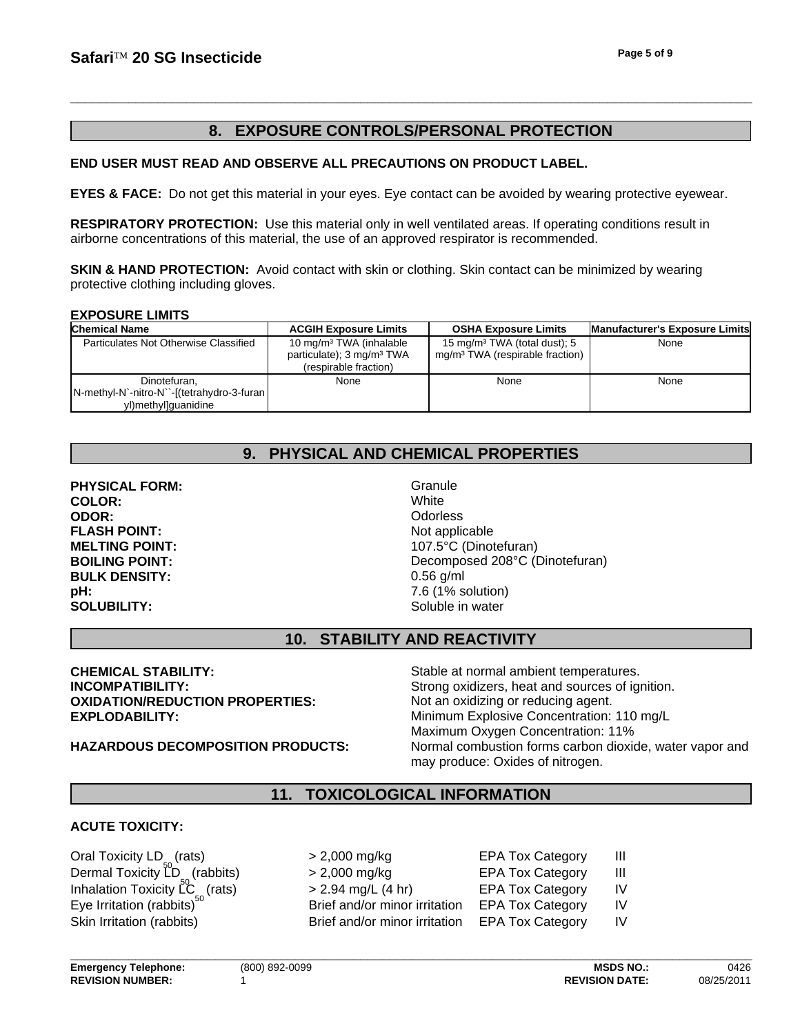## 8. EXPOSURE CONTROLS/PERSONAL PROTECTION

**END USER MUST READ AND OBSERVE ALL PRECAUTIONS ON PRODUCT LABEL.**

**EYES & FACE:** Do not get this material in your eyes. Eye contact can be avoided by wearing protective eyewear.

**RESPIRATORY PROTECTION:** Use this material only in well ventilated areas. If operating conditions result in airborne concentrations of this material, the use of an approved respirator is recommended.

**SKIN & HAND PROTECTION:** Avoid contact with skin or clothing. Skin contact can be minimized by wearing protective clothing including gloves.

**EXPOSURE LIMITS**

| Chemical Name | ACGIH Exposure Limits | OSHA Exposure Limits | Manufacturer's Exposure Limits |
|---|---|---|---|
| Particulates Not Otherwise Classified | 10 mg/m³ TWA (inhalable particulate); 3 mg/m³ TWA (respirable fraction) | 15 mg/m³ TWA (total dust); 5 mg/m³ TWA (respirable fraction) | None |
| Dinotefuran, N-methyl-N`-nitro-N``-[(tetrahydro-3-furan yl)methyl]guanidine | None | None | None |

## 9. PHYSICAL AND CHEMICAL PROPERTIES

**PHYSICAL FORM:** Granule
**COLOR:** White
**ODOR:** Odorless
**FLASH POINT:** Not applicable
**MELTING POINT:** 107.5°C (Dinotefuran)
**BOILING POINT:** Decomposed 208°C (Dinotefuran)
**BULK DENSITY:** 0.56 g/ml
**pH:** 7.6 (1% solution)
**SOLUBILITY:** Soluble in water

## 10. STABILITY AND REACTIVITY

**CHEMICAL STABILITY:** Stable at normal ambient temperatures.
**INCOMPATIBILITY:** Strong oxidizers, heat and sources of ignition.
**OXIDATION/REDUCTION PROPERTIES:** Not an oxidizing or reducing agent.
**EXPLODABILITY:** Minimum Explosive Concentration: 110 mg/L
Maximum Oxygen Concentration: 11%
**HAZARDOUS DECOMPOSITION PRODUCTS:** Normal combustion forms carbon dioxide, water vapor and may produce: Oxides of nitrogen.

## 11. TOXICOLOGICAL INFORMATION

**ACUTE TOXICITY:**

| | | | |
|---|---|---|---|
| Oral Toxicity $LD_{50}$ (rats) | > 2,000 mg/kg | EPA Tox Category | III |
| Dermal Toxicity $LD_{50}$ (rabbits) | > 2,000 mg/kg | EPA Tox Category | III |
| Inhalation Toxicity $LC_{50}$ (rats) | > 2.94 mg/L (4 hr) | EPA Tox Category | IV |
| Eye Irritation (rabbits) | Brief and/or minor irritation | EPA Tox Category | IV |
| Skin Irritation (rabbits) | Brief and/or minor irritation | EPA Tox Category | IV |

**Emergency Telephone:** (800) 892-0099 **MSDS NO.:** 0426
**REVISION NUMBER:** 1 **REVISION DATE:** 08/25/2011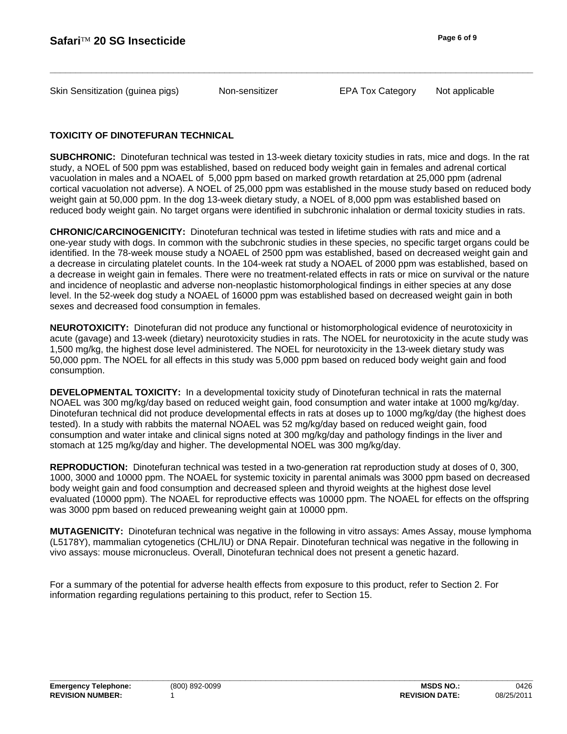| Skin Sensitization (guinea pigs) | Non-sensitizer | EPA Tox Category | Not applicable |
|---|---|---|---|

**TOXICITY OF DINOTEFURAN TECHNICAL**

**SUBCHRONIC:** Dinotefuran technical was tested in 13-week dietary toxicity studies in rats, mice and dogs. In the rat study, a NOEL of 500 ppm was established, based on reduced body weight gain in females and adrenal cortical vacuolation in males and a NOAEL of 5,000 ppm based on marked growth retardation at 25,000 ppm (adrenal cortical vacuolation not adverse). A NOEL of 25,000 ppm was established in the mouse study based on reduced body weight gain at 50,000 ppm. In the dog 13-week dietary study, a NOEL of 8,000 ppm was established based on reduced body weight gain. No target organs were identified in subchronic inhalation or dermal toxicity studies in rats.

**CHRONIC/CARCINOGENICITY:** Dinotefuran technical was tested in lifetime studies with rats and mice and a one-year study with dogs. In common with the subchronic studies in these species, no specific target organs could be identified. In the 78-week mouse study a NOAEL of 2500 ppm was established, based on decreased weight gain and a decrease in circulating platelet counts. In the 104-week rat study a NOAEL of 2000 ppm was established, based on a decrease in weight gain in females. There were no treatment-related effects in rats or mice on survival or the nature and incidence of neoplastic and adverse non-neoplastic histomorphological findings in either species at any dose level. In the 52-week dog study a NOAEL of 16000 ppm was established based on decreased weight gain in both sexes and decreased food consumption in females.

**NEUROTOXICITY:** Dinotefuran did not produce any functional or histomorphological evidence of neurotoxicity in acute (gavage) and 13-week (dietary) neurotoxicity studies in rats. The NOEL for neurotoxicity in the acute study was 1,500 mg/kg, the highest dose level administered. The NOEL for neurotoxicity in the 13-week dietary study was 50,000 ppm. The NOEL for all effects in this study was 5,000 ppm based on reduced body weight gain and food consumption.

**DEVELOPMENTAL TOXICITY:** In a developmental toxicity study of Dinotefuran technical in rats the maternal NOAEL was 300 mg/kg/day based on reduced weight gain, food consumption and water intake at 1000 mg/kg/day. Dinotefuran technical did not produce developmental effects in rats at doses up to 1000 mg/kg/day (the highest does tested). In a study with rabbits the maternal NOAEL was 52 mg/kg/day based on reduced weight gain, food consumption and water intake and clinical signs noted at 300 mg/kg/day and pathology findings in the liver and stomach at 125 mg/kg/day and higher. The developmental NOEL was 300 mg/kg/day.

**REPRODUCTION:** Dinotefuran technical was tested in a two-generation rat reproduction study at doses of 0, 300, 1000, 3000 and 10000 ppm. The NOAEL for systemic toxicity in parental animals was 3000 ppm based on decreased body weight gain and food consumption and decreased spleen and thyroid weights at the highest dose level evaluated (10000 ppm). The NOAEL for reproductive effects was 10000 ppm. The NOAEL for effects on the offspring was 3000 ppm based on reduced preweaning weight gain at 10000 ppm.

**MUTAGENICITY:** Dinotefuran technical was negative in the following in vitro assays: Ames Assay, mouse lymphoma (L5178Y), mammalian cytogenetics (CHL/IU) or DNA Repair. Dinotefuran technical was negative in the following in vivo assays: mouse micronucleus. Overall, Dinotefuran technical does not present a genetic hazard.

For a summary of the potential for adverse health effects from exposure to this product, refer to Section 2. For information regarding regulations pertaining to this product, refer to Section 15.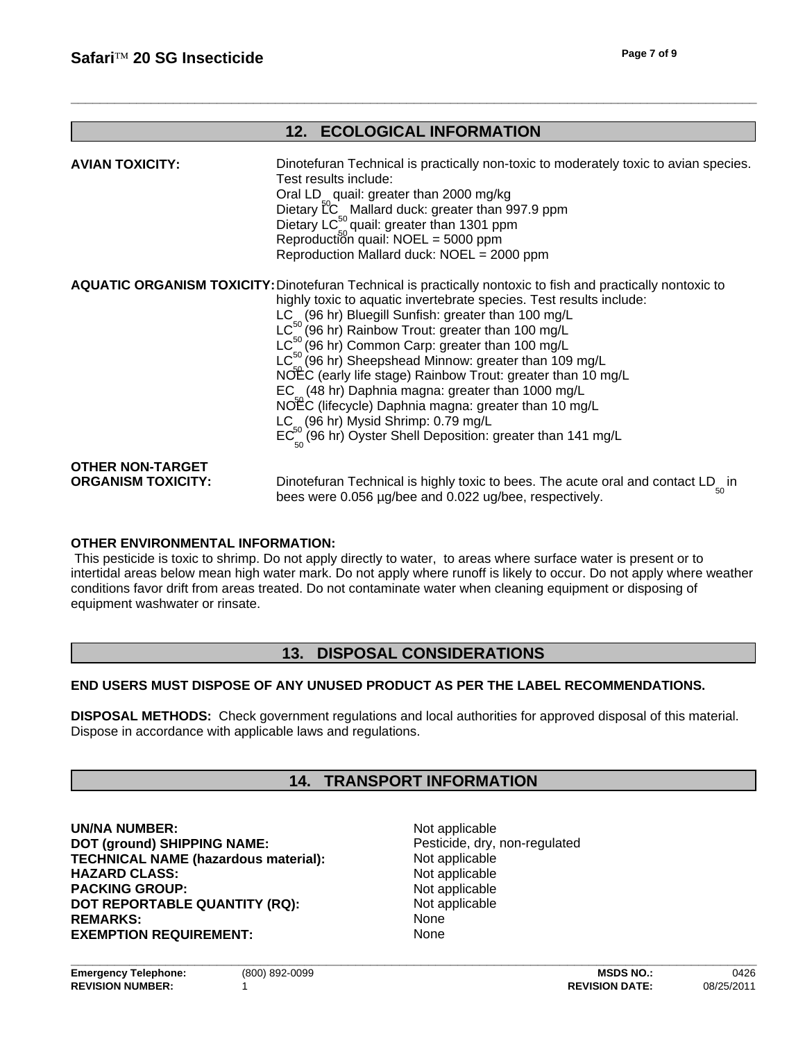## 12. ECOLOGICAL INFORMATION

**AVIAN TOXICITY:** Dinotefuran Technical is practically non-toxic to moderately toxic to avian species. Test results include:
Oral $LD_{50}$ quail: greater than 2000 mg/kg
Dietary $LC_{50}$ Mallard duck: greater than 997.9 ppm
Dietary $LC_{50}$ quail: greater than 1301 ppm
Reproduction quail: NOEL = 5000 ppm
Reproduction Mallard duck: NOEL = 2000 ppm

**AQUATIC ORGANISM TOXICITY:** Dinotefuran Technical is practically nontoxic to fish and practically nontoxic to highly toxic to aquatic invertebrate species. Test results include:
$LC_{50}$ (96 hr) Bluegill Sunfish: greater than 100 mg/L
$LC_{50}$ (96 hr) Rainbow Trout: greater than 100 mg/L
$LC_{50}$ (96 hr) Common Carp: greater than 100 mg/L
$LC_{50}$ (96 hr) Sheepshead Minnow: greater than 109 mg/L
NOEC (early life stage) Rainbow Trout: greater than 10 mg/L
$EC_{50}$ (48 hr) Daphnia magna: greater than 1000 mg/L
NOEC (lifecycle) Daphnia magna: greater than 10 mg/L
$LC_{50}$ (96 hr) Mysid Shrimp: 0.79 mg/L
$EC_{50}$ (96 hr) Oyster Shell Deposition: greater than 141 mg/L

**OTHER NON-TARGET ORGANISM TOXICITY:** Dinotefuran Technical is highly toxic to bees. The acute oral and contact $LD_{50}$ in bees were 0.056 µg/bee and 0.022 ug/bee, respectively.

**OTHER ENVIRONMENTAL INFORMATION:**
This pesticide is toxic to shrimp. Do not apply directly to water, to areas where surface water is present or to intertidal areas below mean high water mark. Do not apply where runoff is likely to occur. Do not apply where weather conditions favor drift from areas treated. Do not contaminate water when cleaning equipment or disposing of equipment washwater or rinsate.

## 13. DISPOSAL CONSIDERATIONS

**END USERS MUST DISPOSE OF ANY UNUSED PRODUCT AS PER THE LABEL RECOMMENDATIONS.**

**DISPOSAL METHODS:** Check government regulations and local authorities for approved disposal of this material. Dispose in accordance with applicable laws and regulations.

## 14. TRANSPORT INFORMATION

**UN/NA NUMBER:** Not applicable
**DOT (ground) SHIPPING NAME:** Pesticide, dry, non-regulated
**TECHNICAL NAME (hazardous material):** Not applicable
**HAZARD CLASS:** Not applicable
**PACKING GROUP:** Not applicable
**DOT REPORTABLE QUANTITY (RQ):** Not applicable
**REMARKS:** None
**EXEMPTION REQUIREMENT:** None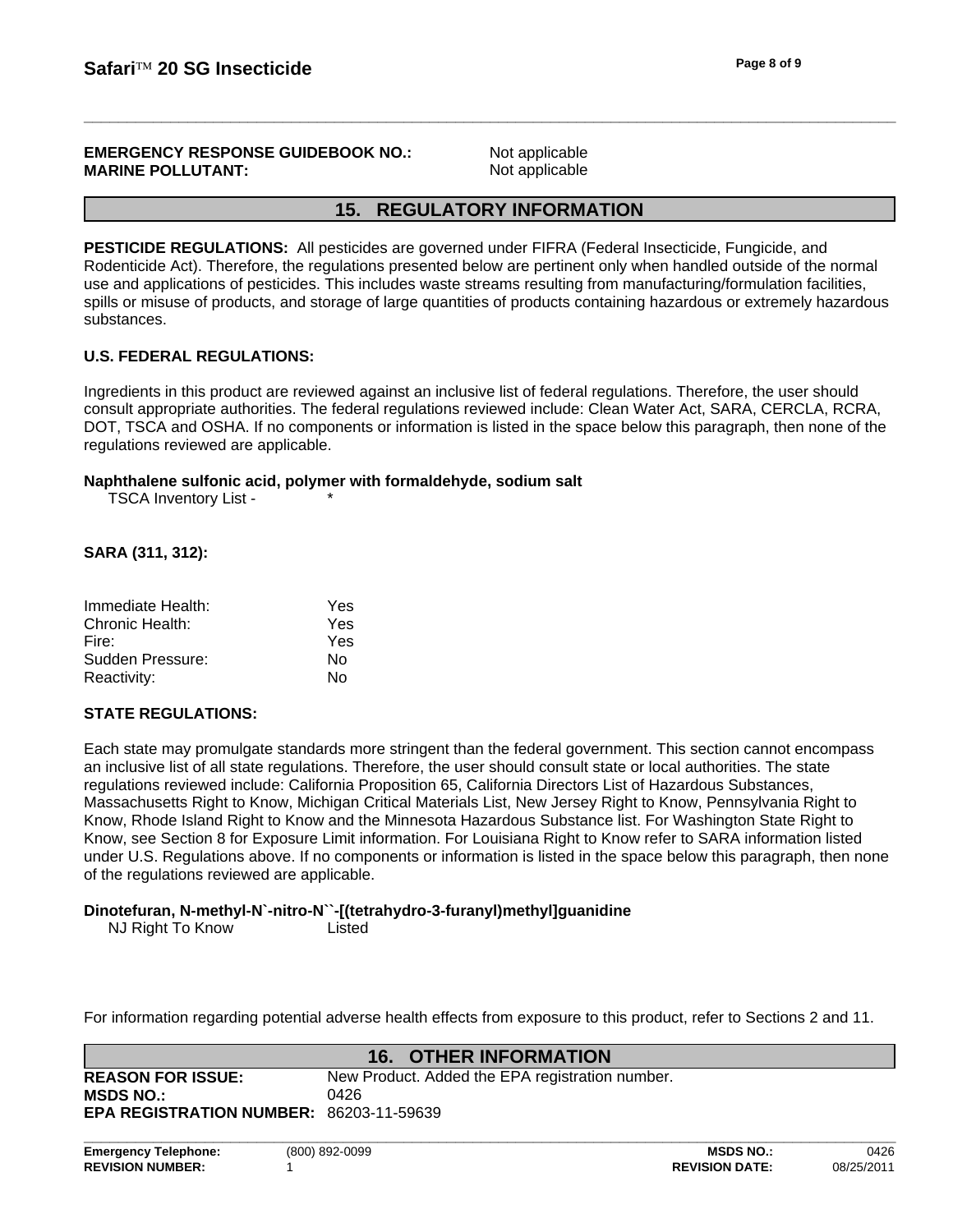**EMERGENCY RESPONSE GUIDEBOOK NO.:** Not applicable
**MARINE POLLUTANT:** Not applicable

## 15. REGULATORY INFORMATION

**PESTICIDE REGULATIONS:** All pesticides are governed under FIFRA (Federal Insecticide, Fungicide, and Rodenticide Act). Therefore, the regulations presented below are pertinent only when handled outside of the normal use and applications of pesticides. This includes waste streams resulting from manufacturing/formulation facilities, spills or misuse of products, and storage of large quantities of products containing hazardous or extremely hazardous substances.

**U.S. FEDERAL REGULATIONS:**

Ingredients in this product are reviewed against an inclusive list of federal regulations. Therefore, the user should consult appropriate authorities. The federal regulations reviewed include: Clean Water Act, SARA, CERCLA, RCRA, DOT, TSCA and OSHA. If no components or information is listed in the space below this paragraph, then none of the regulations reviewed are applicable.

**Naphthalene sulfonic acid, polymer with formaldehyde, sodium salt**
TSCA Inventory List - *

**SARA (311, 312):**

| | |
|---|---|
| Immediate Health: | Yes |
| Chronic Health: | Yes |
| Fire: | Yes |
| Sudden Pressure: | No |
| Reactivity: | No |

**STATE REGULATIONS:**

Each state may promulgate standards more stringent than the federal government. This section cannot encompass an inclusive list of all state regulations. Therefore, the user should consult state or local authorities. The state regulations reviewed include: California Proposition 65, California Directors List of Hazardous Substances, Massachusetts Right to Know, Michigan Critical Materials List, New Jersey Right to Know, Pennsylvania Right to Know, Rhode Island Right to Know and the Minnesota Hazardous Substance list. For Washington State Right to Know, see Section 8 for Exposure Limit information. For Louisiana Right to Know refer to SARA information listed under U.S. Regulations above. If no components or information is listed in the space below this paragraph, then none of the regulations reviewed are applicable.

**Dinotefuran, N-methyl-N`-nitro-N``-[(tetrahydro-3-furanyl)methyl]guanidine**
NJ Right To Know Listed

For information regarding potential adverse health effects from exposure to this product, refer to Sections 2 and 11.

## 16. OTHER INFORMATION

**REASON FOR ISSUE:** New Product. Added the EPA registration number.
**MSDS NO.:** 0426
**EPA REGISTRATION NUMBER:** 86203-11-59639

**Emergency Telephone:** (800) 892-0099 **MSDS NO.:** 0426
**REVISION NUMBER:** 1 **REVISION DATE:** 08/25/2011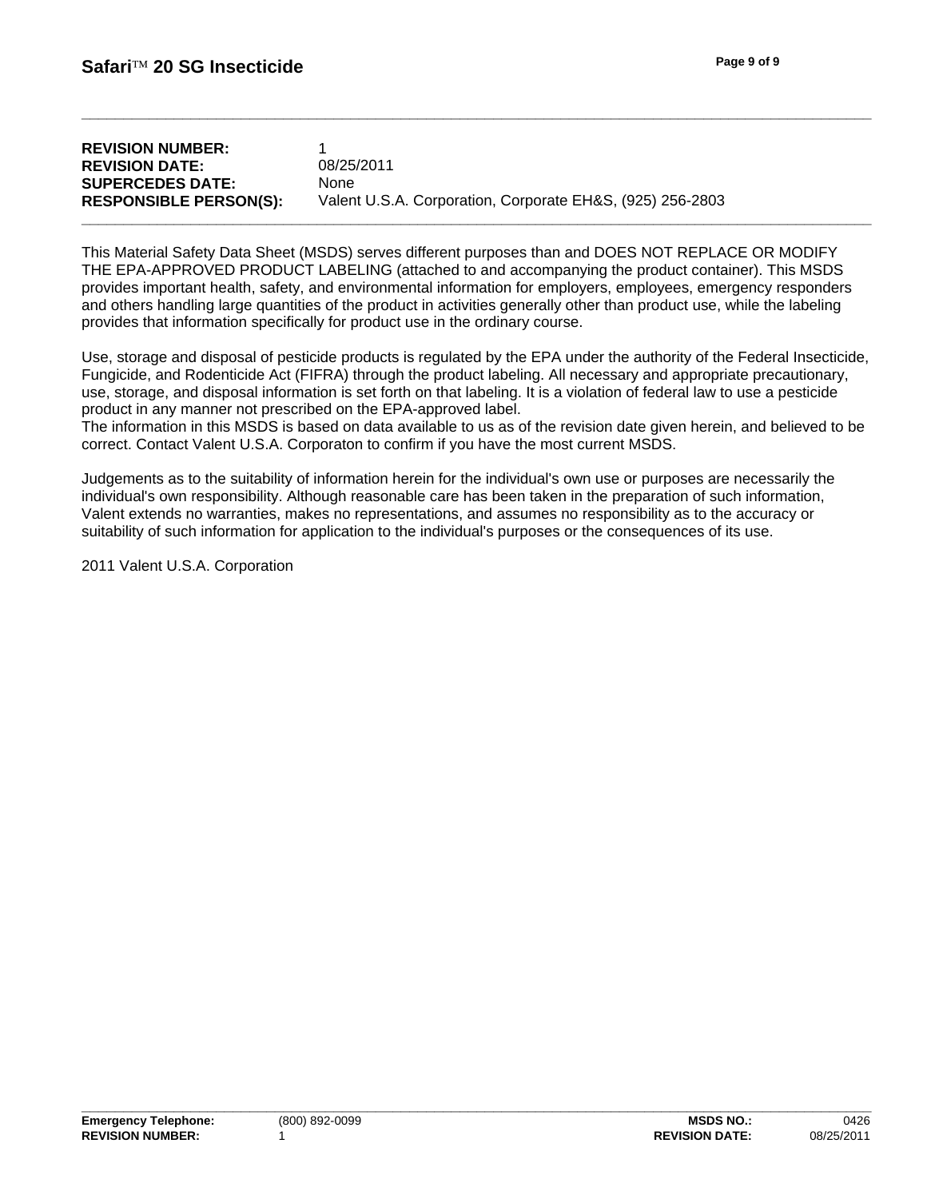| | |
|---|---|
| **REVISION NUMBER:** | 1 |
| **REVISION DATE:** | 08/25/2011 |
| **SUPERCEDES DATE:** | None |
| **RESPONSIBLE PERSON(S):** | Valent U.S.A. Corporation, Corporate EH&S, (925) 256-2803 |

This Material Safety Data Sheet (MSDS) serves different purposes than and DOES NOT REPLACE OR MODIFY THE EPA-APPROVED PRODUCT LABELING (attached to and accompanying the product container). This MSDS provides important health, safety, and environmental information for employers, employees, emergency responders and others handling large quantities of the product in activities generally other than product use, while the labeling provides that information specifically for product use in the ordinary course.

Use, storage and disposal of pesticide products is regulated by the EPA under the authority of the Federal Insecticide, Fungicide, and Rodenticide Act (FIFRA) through the product labeling. All necessary and appropriate precautionary, use, storage, and disposal information is set forth on that labeling. It is a violation of federal law to use a pesticide product in any manner not prescribed on the EPA-approved label.
The information in this MSDS is based on data available to us as of the revision date given herein, and believed to be correct. Contact Valent U.S.A. Corporaton to confirm if you have the most current MSDS.

Judgements as to the suitability of information herein for the individual's own use or purposes are necessarily the individual's own responsibility. Although reasonable care has been taken in the preparation of such information, Valent extends no warranties, makes no representations, and assumes no responsibility as to the accuracy or suitability of such information for application to the individual's purposes or the consequences of its use.

2011 Valent U.S.A. Corporation